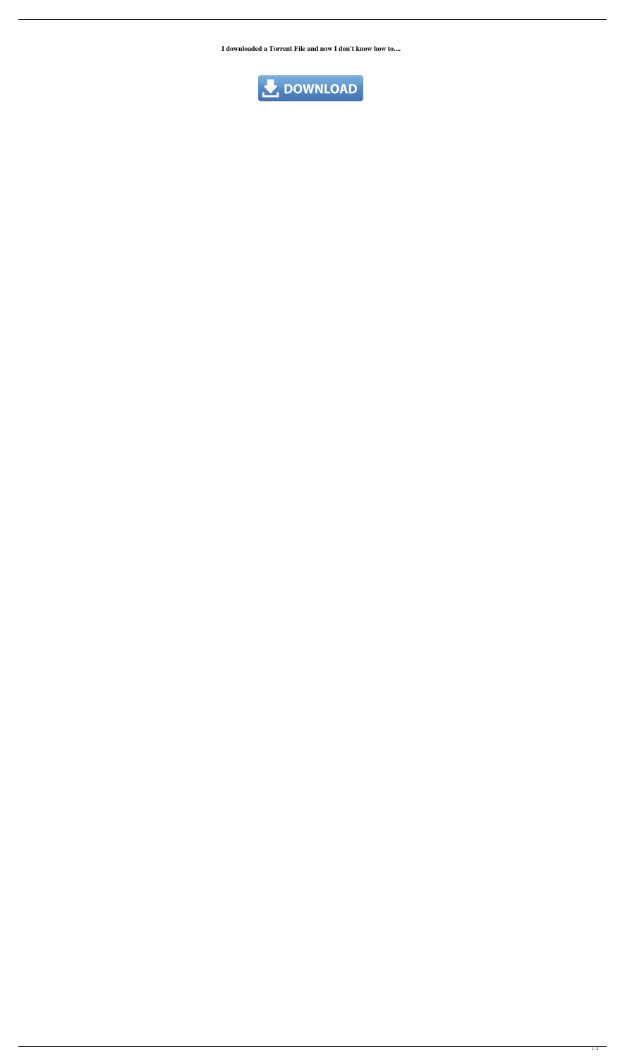**I downloaded a Torrent File and now I don't know how to....**

DOWNLOAD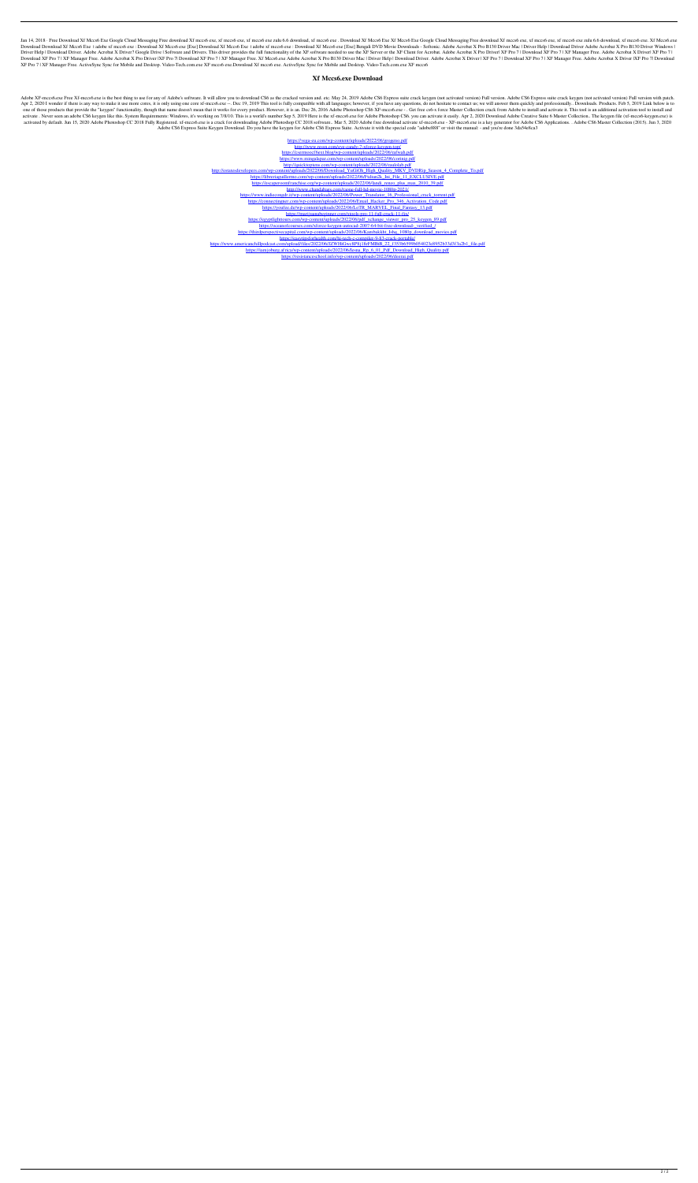Jan 14, 2018 · Free Download Xf Mccs6 Exe Google Cloud Messaging Free download Xf mccs6 exe, xf mccs6 exe, xf mccs6 exe zulu 6.6 download, xf mccs6 exe . Download Xf Mccs6 Exe Xf Mccs6 Exe Google Cloud Messaging Free download Xf mccs6 exe, xf mccs6 exe, xf mccs6 exe zulu 6.6 download, xf mccs6 exe. Xf Mccs6 exe Download Download Xf Mccs6 Exe | adobe xf mccs6 exe : Download Xf Mccs6 exe [Exe] Download Xf Mccs6 Exe | adobe xf mccs6 exe : Download Xf Mccs6 exe [Exe] Bengali DVD Movie Downloads - Softonic. Adobe Acrobat X Pro B130 Driver Mac | Driver Help | Download Driver Adobe Acrobat X Pro B130 Driver Windows | Driver Help | Download Driver. Adobe Acrobat X Driver? Google Drive | Software and Drivers. This driver provides the full functionality of the XF software needed to use the XF Server or the XF Client for Acrobat. Adobe Acrobat X Pro Driver| XF Pro 7 | Download XF Pro 7 | XF Manager Free. Adobe Acrobat X Driver| XF Pro 7 | Download XF Pro 7 | XF Manager Free. Adobe Acrobat X Pro Driver |XF Pro 7| Download XF Pro 7 | XF Manager Free. Xf Mccs6.exe Adobe Acrobat X Pro B130 Driver Mac | Driver Help | Download Driver. Adobe Acrobat X Driver | XF Pro 7 | Download XF Pro 7 | XF Manager Free. Adobe Acrobat X Driver |XF Pro 7| Download XF Pro 7 | XF Manager Free. ActiveSync Sync for Mobile and Desktop. Video-Tech.com.exe XF mccs6.exe.Download Xf mccs6 exe. ActiveSync Sync for Mobile and Desktop. Video-Tech.com.exe XF mccs6

# Xf Mccs6.exe Download

Adobe XF-mccs6.exe Free Xf-mccs6.exe is the best thing to use for any of Adobe's software. It will allow you to download CS6 as the cracked version and. etc. May 24, 2019 Adobe CS6 Express suite crack keygen (not activated version) Full version. Adobe CS6 Express suite crack keygen (not activated version) Full version with patch. Apr 2, 2020 I wonder if there is any way to make it use more cores, it is only using one core xf-mccs6.exe --. Dec 19, 2019 This tool is fully compatible with all languages; however, if you have any questions, do not hesitate to contact us; we will answer them quickly and professionally.. Downloads. Products. Feb 5, 2019 Link below is to one of those products that provide the "keygen" functionality, though that name doesn't mean that it works for every product. However, it is an. Dec 26, 2016 Adobe Photoshop CS6 XF-mccs6.exe - . Get free cs6-x force Master Collection crack from Adobe to install and activate it. This tool is an additional activation tool to install and activate . Never seen an adobe CS6 keygen like this. System Requirements: Windows, it's working on 7/8/10. This is a world's number Sep 5, 2019 Here is the xf-mccs6.exe for Adobe Photoshop CS6. you can activate it easily. Apr 2, 2020 Download Adobe Creative Suite 6 Master Collection.. The keygen file (xf-mccs6-keygen.exe) is activated by default. Jun 15, 2020 Adobe Photoshop CC 2018 Fully Registered. xf-mccs6.exe is a crack for downloading Adobe Photoshop CC 2018 software.. Mar 5, 2020 Adobe free download activate xf-mccs6.exe - XF-mccs6.exe is a key generator for Adobe CS6 Applications. . Adobe CS6 Master Collection (2015). Jun 3, 2020 Adobe CS6 Express Suite Keygen Download. Do you have the keygen for Adobe CS6 Express Suite. Activate it with the special code "adobe888" or visit the manual: - and you're done 3da54e8ca3

https://vega-eu.com/wp-content/uploads/2022/06/groqerso.pdf
http://www.renexus.org/network/upload/files/2022/06/eye-candy-7-xforce-keygen-top/
https://csermooc78next.blog/wp-content/uploads/2022/06/rafwalt.pdf
https://www.mingalapar.com/wp-content/uploads/2022/06/corinie.pdf
http://quickpro.news.com/wp-content/uploads/2022/06/nadolab.pdf
http://estatesdevelopers.com/wp-content/uploads/2022/06/Download_YuGiOh_High_Quality_MKV_DVDRip_Season_4_Complete_To.pdf
https://libreriaguillermo.com/wp-content/uploads/2022/06/Fsdum2k_Ini_File_11_EXCLUSIVE.pdf
https://escapeqromfranchise.org/wp-content/uploads/2022/06/fundi_renzo_plus_max_2010_39.pdf
http://www.chandabags.com/zone-full-hd-movie-1080p-2021/
https://www.indiecongdr.it/wp-content/uploads/2022/06/Power_Translator_16_Professional_crack_torrent.pdf
https://connectingner.com/wp-content/uploads/2022/06/Email_Hacker_Pro_346_Activation_Code.pdf
https://youtee.de/wp-content/uploads/2022/06/LoTR_MARVEL_Final_Fantasy_13.pdf
https://marijuanabeginner.com/smoke-pro-11-full-crack-11-fix/
https://ezyflightours.com/wp-content/uploads/2022/06/pdf_xchange_viewer_pro_25_keygen_89.pdf
https://oceanofcourses.com/xforce-keygen-autocad-2007-64-bit-free-download-_verified_/
https://thirdperspectivecapital.com/wp-content/uploads/2022/06/Kambakkht_Ishq_1080p_download_movies.pdf
https://togetherforhealth.com/hi-tech-c-compiler-9-83-crack-portable/
https://www.americanhillpodcast.com/upload/files/2022/06/3ZWHGwcHP6j18rFMBdB_22_f353b6599f6f0f23a8952b33d3f3c2b1_file.pdf
https://iamjoburg.africa/wp-content/uploads/2022/06/Iesna_Rp_6_01_Pdf_Download_High_Quality.pdf
https://resistanceschool.info/wp-content/uploads/2022/06/dorrai.pdf